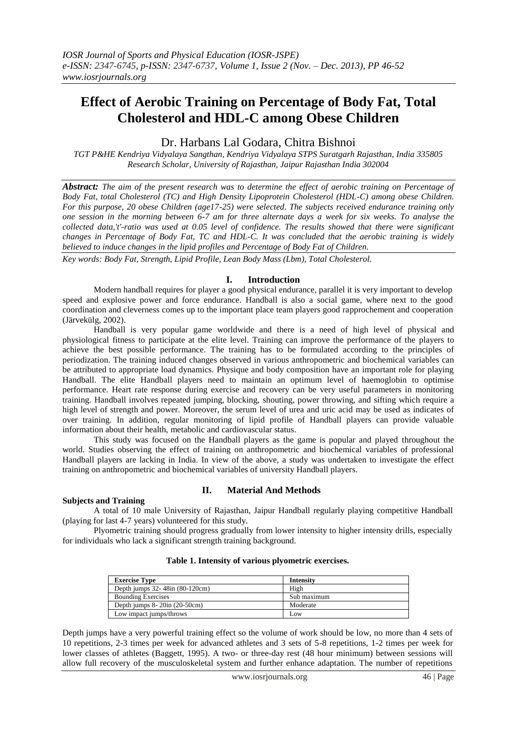# Effect of Aerobic Training on Percentage of Body Fat, Total Cholesterol and HDL-C among Obese Children

Dr. Harbans Lal Godara, Chitra Bishnoi

*TGT P&HE Kendriya Vidyalaya Sangthan, Kendriya Vidyalaya STPS Suratgarh Rajasthan, India 335805*
*Research Scholar, University of Rajasthan, Jaipur Rajasthan India 302004*

***Abstract:*** *The aim of the present research was to determine the effect of aerobic training on Percentage of Body Fat, total Cholesterol (TC) and High Density Lipoprotein Cholesterol (HDL-C) among obese Children. For this purpose, 20 obese Children (age17-25) were selected. The subjects received endurance training only one session in the morning between 6-7 am for three alternate days a week for six weeks. To analyse the collected data,'t'-ratio was used at 0.05 level of confidence. The results showed that there were significant changes in Percentage of Body Fat, TC and HDL-C. It was concluded that the aerobic training is widely believed to induce changes in the lipid profiles and Percentage of Body Fat of Children.*

*Key words: Body Fat, Strength, Lipid Profile, Lean Body Mass (Lbm), Total Cholesterol.*

## I. Introduction

Modern handball requires for player a good physical endurance, parallel it is very important to develop speed and explosive power and force endurance. Handball is also a social game, where next to the good coordination and cleverness comes up to the important place team players good rapprochement and cooperation (Järvekülg, 2002).

Handball is very popular game worldwide and there is a need of high level of physical and physiological fitness to participate at the elite level. Training can improve the performance of the players to achieve the best possible performance. The training has to be formulated according to the principles of periodization. The training induced changes observed in various anthropometric and biochemical variables can be attributed to appropriate load dynamics. Physique and body composition have an important role for playing Handball. The elite Handball players need to maintain an optimum level of haemoglobin to optimise performance. Heart rate response during exercise and recovery can be very useful parameters in monitoring training. Handball involves repeated jumping, blocking, shouting, power throwing, and sifting which require a high level of strength and power. Moreover, the serum level of urea and uric acid may be used as indicates of over training. In addition, regular monitoring of lipid profile of Handball players can provide valuable information about their health, metabolic and cardiovascular status.

This study was focused on the Handball players as the game is popular and played throughout the world. Studies observing the effect of training on anthropometric and biochemical variables of professional Handball players are lacking in India. In view of the above, a study was undertaken to investigate the effect training on anthropometric and biochemical variables of university Handball players.

## II. Material And Methods

**Subjects and Training**

A total of 10 male University of Rajasthan, Jaipur Handball regularly playing competitive Handball (playing for last 4-7 years) volunteered for this study.

Plyometric training should progress gradually from lower intensity to higher intensity drills, especially for individuals who lack a significant strength training background.

**Table 1. Intensity of various plyometric exercises.**

| Exercise Type | Intensity |
|---|---|
| Depth jumps 32- 48in (80-120cm) | High |
| Bounding Exercises | Sub maximum |
| Depth jumps 8- 20in (20-50cm) | Moderate |
| Low impact jumps/throws | Low |

Depth jumps have a very powerful training effect so the volume of work should be low, no more than 4 sets of 10 repetitions, 2-3 times per week for advanced athletes and 3 sets of 5-8 repetitions, 1-2 times per week for lower classes of athletes (Baggett, 1995). A two- or three-day rest (48 hour minimum) between sessions will allow full recovery of the musculoskeletal system and further enhance adaptation. The number of repetitions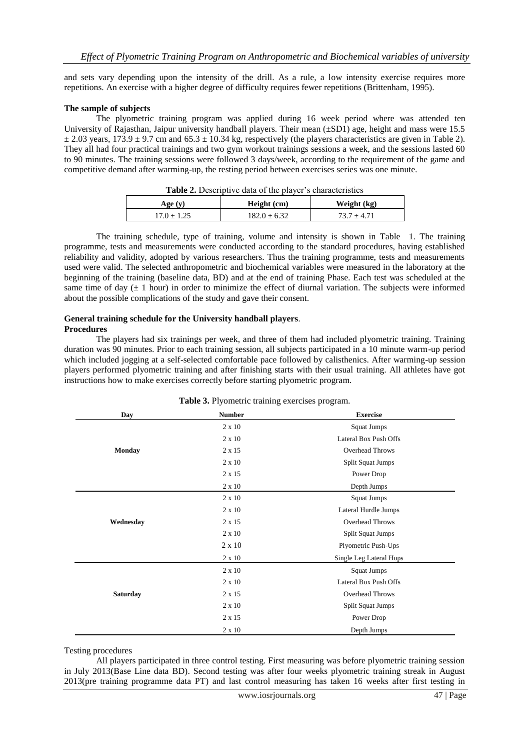and sets vary depending upon the intensity of the drill. As a rule, a low intensity exercise requires more repetitions. An exercise with a higher degree of difficulty requires fewer repetitions (Brittenham, 1995).

**The sample of subjects**

The plyometric training program was applied during 16 week period where was attended ten University of Rajasthan, Jaipur university handball players. Their mean (±SD1) age, height and mass were 15.5 ± 2.03 years, 173.9 ± 9.7 cm and 65.3 ± 10.34 kg, respectively (the players characteristics are given in Table 2). They all had four practical trainings and two gym workout trainings sessions a week, and the sessions lasted 60 to 90 minutes. The training sessions were followed 3 days/week, according to the requirement of the game and competitive demand after warming-up, the resting period between exercises series was one minute.

**Table 2.** Descriptive data of the player's characteristics

| Age (y) | Height (cm) | Weight (kg) |
|---|---|---|
| 17.0 ± 1.25 | 182.0 ± 6.32 | 73.7 ± 4.71 |

The training schedule, type of training, volume and intensity is shown in Table 1. The training programme, tests and measurements were conducted according to the standard procedures, having established reliability and validity, adopted by various researchers. Thus the training programme, tests and measurements used were valid. The selected anthropometric and biochemical variables were measured in the laboratory at the beginning of the training (baseline data, BD) and at the end of training Phase. Each test was scheduled at the same time of day (± 1 hour) in order to minimize the effect of diurnal variation. The subjects were informed about the possible complications of the study and gave their consent.

**General training schedule for the University handball players**.

**Procedures**

The players had six trainings per week, and three of them had included plyometric training. Training duration was 90 minutes. Prior to each training session, all subjects participated in a 10 minute warm-up period which included jogging at a self-selected comfortable pace followed by calisthenics. After warming-up session players performed plyometric training and after finishing starts with their usual training. All athletes have got instructions how to make exercises correctly before starting plyometric program.

**Table 3.** Plyometric training exercises program.

| Day | Number | Exercise |
|---|---|---|
| Monday | 2 x 10 | Squat Jumps |
| | 2 x 10 | Lateral Box Push Offs |
| | 2 x 15 | Overhead Throws |
| | 2 x 10 | Split Squat Jumps |
| | 2 x 15 | Power Drop |
| | 2 x 10 | Depth Jumps |
| Wednesday | 2 x 10 | Squat Jumps |
| | 2 x 10 | Lateral Hurdle Jumps |
| | 2 x 15 | Overhead Throws |
| | 2 x 10 | Split Squat Jumps |
| | 2 x 10 | Plyometric Push-Ups |
| | 2 x 10 | Single Leg Lateral Hops |
| Saturday | 2 x 10 | Squat Jumps |
| | 2 x 10 | Lateral Box Push Offs |
| | 2 x 15 | Overhead Throws |
| | 2 x 10 | Split Squat Jumps |
| | 2 x 15 | Power Drop |
| | 2 x 10 | Depth Jumps |

Testing procedures

All players participated in three control testing. First measuring was before plyometric training session in July 2013(Base Line data BD). Second testing was after four weeks plyometric training streak in August 2013(pre training programme data PT) and last control measuring has taken 16 weeks after first testing in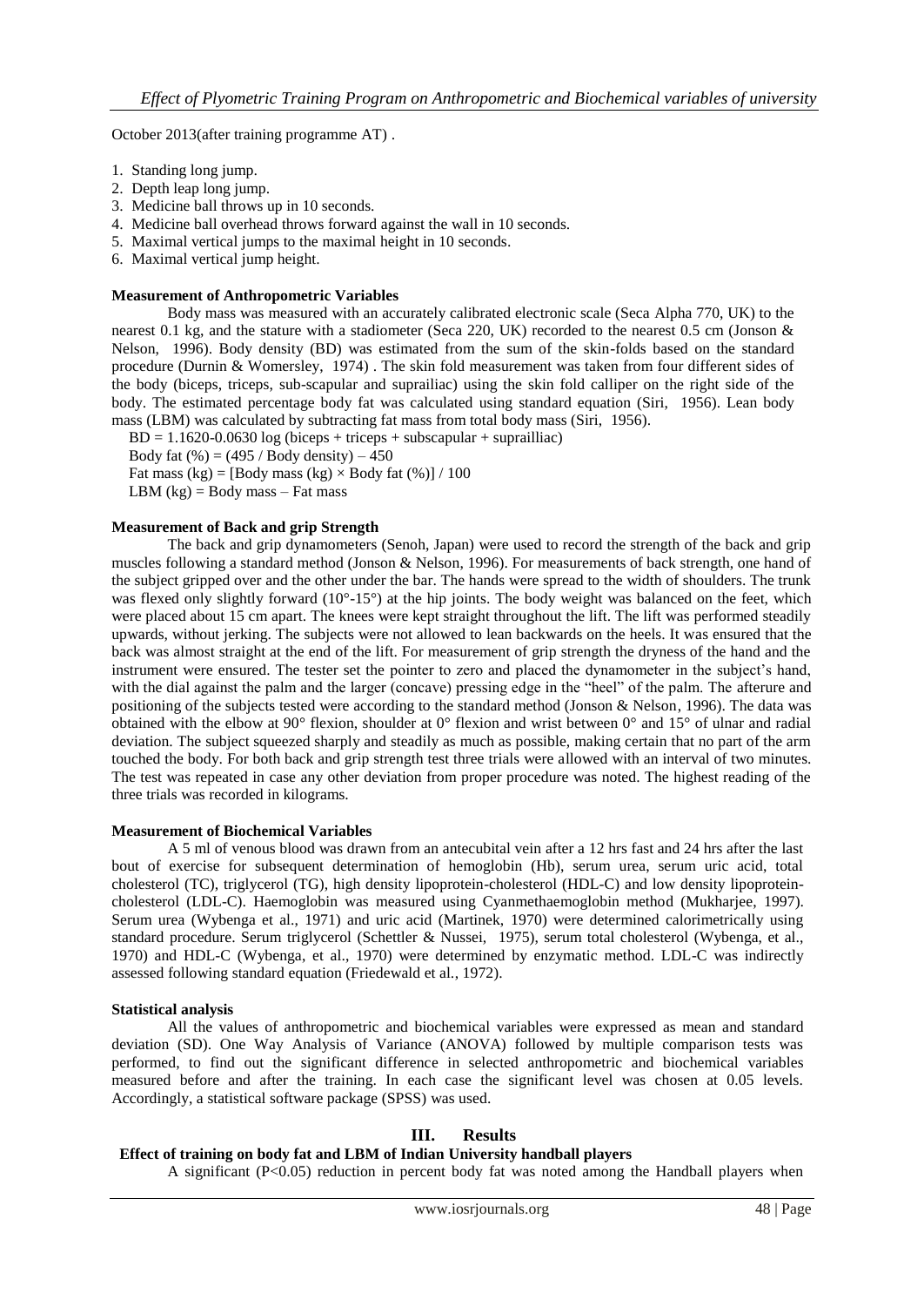October 2013(after training programme AT) .

1. Standing long jump.
2. Depth leap long jump.
3. Medicine ball throws up in 10 seconds.
4. Medicine ball overhead throws forward against the wall in 10 seconds.
5. Maximal vertical jumps to the maximal height in 10 seconds.
6. Maximal vertical jump height.

**Measurement of Anthropometric Variables**

Body mass was measured with an accurately calibrated electronic scale (Seca Alpha 770, UK) to the nearest 0.1 kg, and the stature with a stadiometer (Seca 220, UK) recorded to the nearest 0.5 cm (Jonson & Nelson, 1996). Body density (BD) was estimated from the sum of the skin-folds based on the standard procedure (Durnin & Womersley, 1974) . The skin fold measurement was taken from four different sides of the body (biceps, triceps, sub-scapular and suprailiac) using the skin fold calliper on the right side of the body. The estimated percentage body fat was calculated using standard equation (Siri, 1956). Lean body mass (LBM) was calculated by subtracting fat mass from total body mass (Siri, 1956).

BD = 1.1620-0.0630 log (biceps + triceps + subscapular + suprailliac)
Body fat (%) = (495 / Body density) – 450
Fat mass (kg) = [Body mass (kg) × Body fat (%)] / 100
LBM (kg) = Body mass – Fat mass

**Measurement of Back and grip Strength**

The back and grip dynamometers (Senoh, Japan) were used to record the strength of the back and grip muscles following a standard method (Jonson & Nelson, 1996). For measurements of back strength, one hand of the subject gripped over and the other under the bar. The hands were spread to the width of shoulders. The trunk was flexed only slightly forward (10°-15°) at the hip joints. The body weight was balanced on the feet, which were placed about 15 cm apart. The knees were kept straight throughout the lift. The lift was performed steadily upwards, without jerking. The subjects were not allowed to lean backwards on the heels. It was ensured that the back was almost straight at the end of the lift. For measurement of grip strength the dryness of the hand and the instrument were ensured. The tester set the pointer to zero and placed the dynamometer in the subject's hand, with the dial against the palm and the larger (concave) pressing edge in the "heel" of the palm. The afterure and positioning of the subjects tested were according to the standard method (Jonson & Nelson, 1996). The data was obtained with the elbow at 90° flexion, shoulder at 0° flexion and wrist between 0° and 15° of ulnar and radial deviation. The subject squeezed sharply and steadily as much as possible, making certain that no part of the arm touched the body. For both back and grip strength test three trials were allowed with an interval of two minutes. The test was repeated in case any other deviation from proper procedure was noted. The highest reading of the three trials was recorded in kilograms.

**Measurement of Biochemical Variables**

A 5 ml of venous blood was drawn from an antecubital vein after a 12 hrs fast and 24 hrs after the last bout of exercise for subsequent determination of hemoglobin (Hb), serum urea, serum uric acid, total cholesterol (TC), triglycerol (TG), high density lipoprotein-cholesterol (HDL-C) and low density lipoprotein-cholesterol (LDL-C). Haemoglobin was measured using Cyanmethaemoglobin method (Mukharjee, 1997). Serum urea (Wybenga et al., 1971) and uric acid (Martinek, 1970) were determined calorimetrically using standard procedure. Serum triglycerol (Schettler & Nussei, 1975), serum total cholesterol (Wybenga, et al., 1970) and HDL-C (Wybenga, et al., 1970) were determined by enzymatic method. LDL-C was indirectly assessed following standard equation (Friedewald et al., 1972).

**Statistical analysis**

All the values of anthropometric and biochemical variables were expressed as mean and standard deviation (SD). One Way Analysis of Variance (ANOVA) followed by multiple comparison tests was performed, to find out the significant difference in selected anthropometric and biochemical variables measured before and after the training. In each case the significant level was chosen at 0.05 levels. Accordingly, a statistical software package (SPSS) was used.

## III. Results

**Effect of training on body fat and LBM of Indian University handball players**

A significant ($P<0.05$) reduction in percent body fat was noted among the Handball players when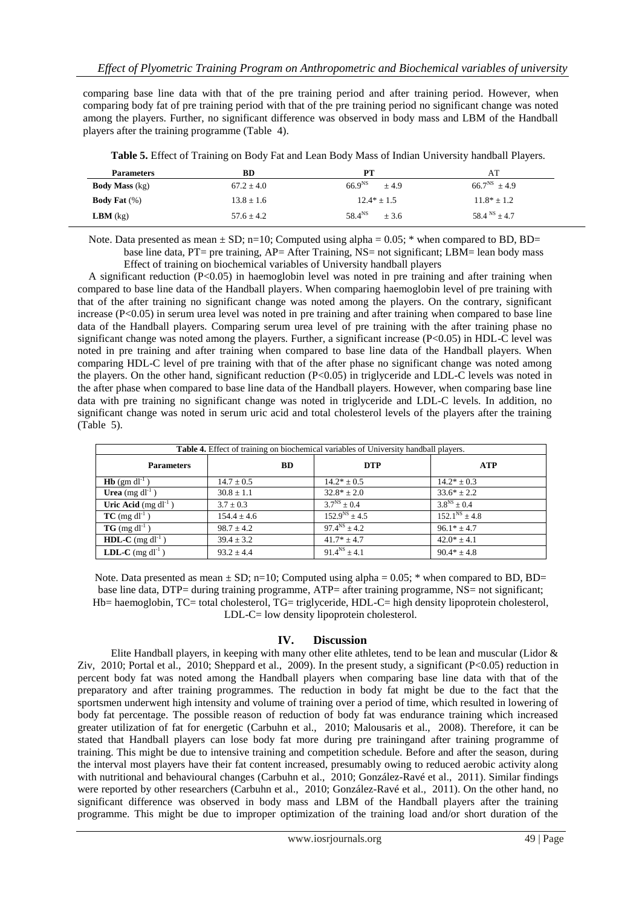comparing base line data with that of the pre training period and after training period. However, when comparing body fat of pre training period with that of the pre training period no significant change was noted among the players. Further, no significant difference was observed in body mass and LBM of the Handball players after the training programme (Table 4).

**Table 5.** Effect of Training on Body Fat and Lean Body Mass of Indian University handball Players.

| Parameters | BD | PT | AT |
|---|---|---|---|
| **Body Mass** (kg) | 67.2 ± 4.0 | $66.9^{NS}$ ± 4.9 | $66.7^{NS}$ ± 4.9 |
| **Body Fat** (%) | 13.8 ± 1.6 | 12.4* ± 1.5 | 11.8* ± 1.2 |
| **LBM** (kg) | 57.6 ± 4.2 | $58.4^{NS}$ ± 3.6 | $58.4^{NS}$ ± 4.7 |

Note. Data presented as mean ± SD; n=10; Computed using alpha = 0.05; * when compared to BD, BD= base line data, PT= pre training, AP= After Training, NS= not significant; LBM= lean body mass

Effect of training on biochemical variables of University handball players

A significant reduction (P<0.05) in haemoglobin level was noted in pre training and after training when compared to base line data of the Handball players. When comparing haemoglobin level of pre training with that of the after training no significant change was noted among the players. On the contrary, significant increase (P<0.05) in serum urea level was noted in pre training and after training when compared to base line data of the Handball players. Comparing serum urea level of pre training with the after training phase no significant change was noted among the players. Further, a significant increase (P<0.05) in HDL-C level was noted in pre training and after training when compared to base line data of the Handball players. When comparing HDL-C level of pre training with that of the after phase no significant change was noted among the players. On the other hand, significant reduction (P<0.05) in triglyceride and LDL-C levels was noted in the after phase when compared to base line data of the Handball players. However, when comparing base line data with pre training no significant change was noted in triglyceride and LDL-C levels. In addition, no significant change was noted in serum uric acid and total cholesterol levels of the players after the training (Table 5).

**Table 4.** Effect of training on biochemical variables of University handball players.

| Parameters | BD | DTP | ATP |
|---|---|---|---|
| **Hb** (gm $dl^{-1}$) | 14.7 ± 0.5 | 14.2* ± 0.5 | 14.2* ± 0.3 |
| **Urea** (mg $dl^{-1}$) | 30.8 ± 1.1 | 32.8* ± 2.0 | 33.6* ± 2.2 |
| **Uric Acid** (mg $dl^{-1}$) | 3.7 ± 0.3 | $3.7^{NS}$ ± 0.4 | $3.8^{NS}$ ± 0.4 |
| **TC** (mg $dl^{-1}$) | 154.4 ± 4.6 | $152.9^{NS}$ ± 4.5 | $152.1^{NS}$ ± 4.8 |
| **TG** (mg $dl^{-1}$) | 98.7 ± 4.2 | $97.4^{NS}$ ± 4.2 | 96.1* ± 4.7 |
| **HDL-C** (mg $dl^{-1}$) | 39.4 ± 3.2 | 41.7* ± 4.7 | 42.0* ± 4.1 |
| **LDL-C** (mg $dl^{-1}$) | 93.2 ± 4.4 | $91.4^{NS}$ ± 4.1 | 90.4* ± 4.8 |

Note. Data presented as mean ± SD; n=10; Computed using alpha = 0.05; * when compared to BD, BD= base line data, DTP= during training programme, ATP= after training programme, NS= not significant; Hb= haemoglobin, TC= total cholesterol, TG= triglyceride, HDL-C= high density lipoprotein cholesterol, LDL-C= low density lipoprotein cholesterol.

## IV. Discussion

Elite Handball players, in keeping with many other elite athletes, tend to be lean and muscular (Lidor & Ziv, 2010; Portal et al., 2010; Sheppard et al., 2009). In the present study, a significant (P<0.05) reduction in percent body fat was noted among the Handball players when comparing base line data with that of the preparatory and after training programmes. The reduction in body fat might be due to the fact that the sportsmen underwent high intensity and volume of training over a period of time, which resulted in lowering of body fat percentage. The possible reason of reduction of body fat was endurance training which increased greater utilization of fat for energetic (Carbuhn et al., 2010; Malousaris et al., 2008). Therefore, it can be stated that Handball players can lose body fat more during pre trainingand after training programme of training. This might be due to intensive training and competition schedule. Before and after the season, during the interval most players have their fat content increased, presumably owing to reduced aerobic activity along with nutritional and behavioural changes (Carbuhn et al., 2010; González-Ravé et al., 2011). Similar findings were reported by other researchers (Carbuhn et al., 2010; González-Ravé et al., 2011). On the other hand, no significant difference was observed in body mass and LBM of the Handball players after the training programme. This might be due to improper optimization of the training load and/or short duration of the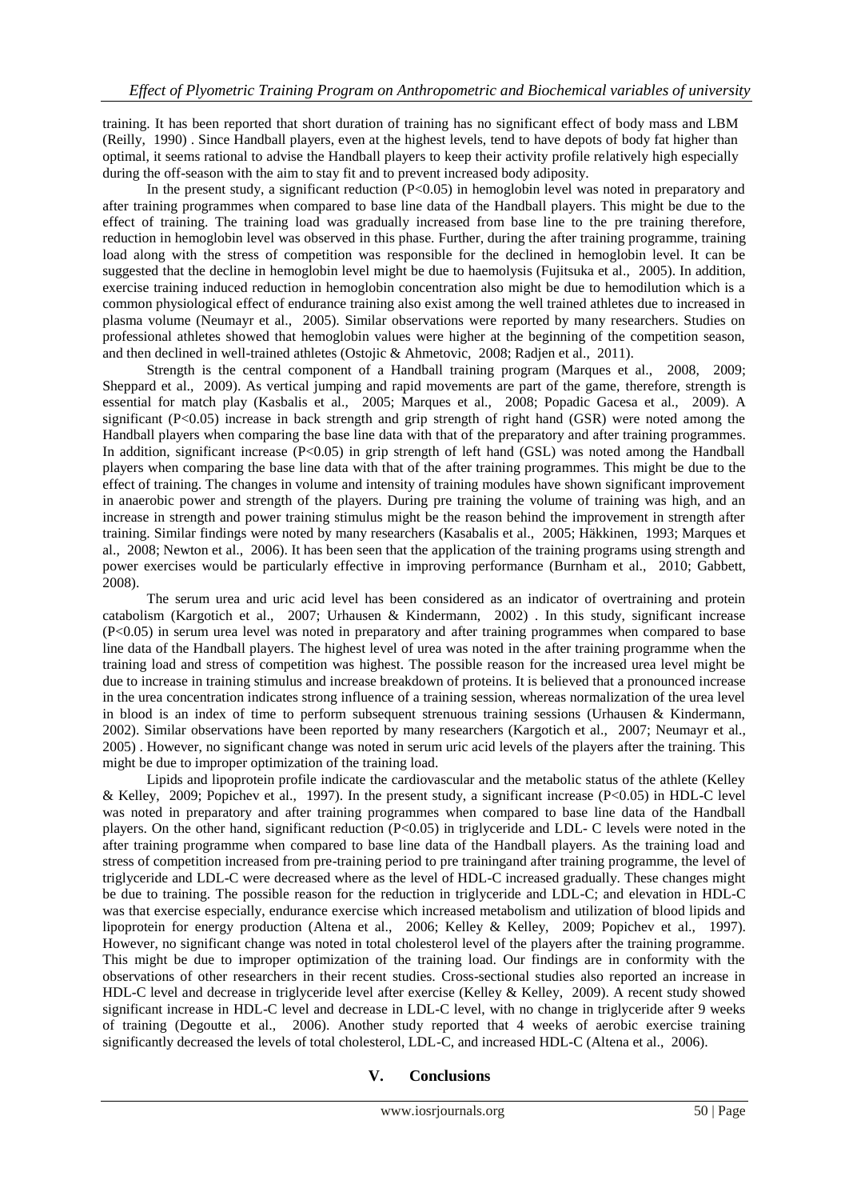training. It has been reported that short duration of training has no significant effect of body mass and LBM (Reilly, 1990) . Since Handball players, even at the highest levels, tend to have depots of body fat higher than optimal, it seems rational to advise the Handball players to keep their activity profile relatively high especially during the off-season with the aim to stay fit and to prevent increased body adiposity.

In the present study, a significant reduction ($P<0.05$) in hemoglobin level was noted in preparatory and after training programmes when compared to base line data of the Handball players. This might be due to the effect of training. The training load was gradually increased from base line to the pre training therefore, reduction in hemoglobin level was observed in this phase. Further, during the after training programme, training load along with the stress of competition was responsible for the declined in hemoglobin level. It can be suggested that the decline in hemoglobin level might be due to haemolysis (Fujitsuka et al., 2005). In addition, exercise training induced reduction in hemoglobin concentration also might be due to hemodilution which is a common physiological effect of endurance training also exist among the well trained athletes due to increased in plasma volume (Neumayr et al., 2005). Similar observations were reported by many researchers. Studies on professional athletes showed that hemoglobin values were higher at the beginning of the competition season, and then declined in well-trained athletes (Ostojic & Ahmetovic, 2008; Radjen et al., 2011).

Strength is the central component of a Handball training program (Marques et al., 2008, 2009; Sheppard et al., 2009). As vertical jumping and rapid movements are part of the game, therefore, strength is essential for match play (Kasbalis et al., 2005; Marques et al., 2008; Popadic Gacesa et al., 2009). A significant ($P<0.05$) increase in back strength and grip strength of right hand (GSR) were noted among the Handball players when comparing the base line data with that of the preparatory and after training programmes. In addition, significant increase ($P<0.05$) in grip strength of left hand (GSL) was noted among the Handball players when comparing the base line data with that of the after training programmes. This might be due to the effect of training. The changes in volume and intensity of training modules have shown significant improvement in anaerobic power and strength of the players. During pre training the volume of training was high, and an increase in strength and power training stimulus might be the reason behind the improvement in strength after training. Similar findings were noted by many researchers (Kasabalis et al., 2005; Häkkinen, 1993; Marques et al., 2008; Newton et al., 2006). It has been seen that the application of the training programs using strength and power exercises would be particularly effective in improving performance (Burnham et al., 2010; Gabbett, 2008).

The serum urea and uric acid level has been considered as an indicator of overtraining and protein catabolism (Kargotich et al., 2007; Urhausen & Kindermann, 2002) . In this study, significant increase ($P<0.05$) in serum urea level was noted in preparatory and after training programmes when compared to base line data of the Handball players. The highest level of urea was noted in the after training programme when the training load and stress of competition was highest. The possible reason for the increased urea level might be due to increase in training stimulus and increase breakdown of proteins. It is believed that a pronounced increase in the urea concentration indicates strong influence of a training session, whereas normalization of the urea level in blood is an index of time to perform subsequent strenuous training sessions (Urhausen & Kindermann, 2002). Similar observations have been reported by many researchers (Kargotich et al., 2007; Neumayr et al., 2005) . However, no significant change was noted in serum uric acid levels of the players after the training. This might be due to improper optimization of the training load.

Lipids and lipoprotein profile indicate the cardiovascular and the metabolic status of the athlete (Kelley & Kelley, 2009; Popichev et al., 1997). In the present study, a significant increase ($P<0.05$) in HDL-C level was noted in preparatory and after training programmes when compared to base line data of the Handball players. On the other hand, significant reduction ($P<0.05$) in triglyceride and LDL- C levels were noted in the after training programme when compared to base line data of the Handball players. As the training load and stress of competition increased from pre-training period to pre trainingand after training programme, the level of triglyceride and LDL-C were decreased where as the level of HDL-C increased gradually. These changes might be due to training. The possible reason for the reduction in triglyceride and LDL-C; and elevation in HDL-C was that exercise especially, endurance exercise which increased metabolism and utilization of blood lipids and lipoprotein for energy production (Altena et al., 2006; Kelley & Kelley, 2009; Popichev et al., 1997). However, no significant change was noted in total cholesterol level of the players after the training programme. This might be due to improper optimization of the training load. Our findings are in conformity with the observations of other researchers in their recent studies. Cross-sectional studies also reported an increase in HDL-C level and decrease in triglyceride level after exercise (Kelley & Kelley, 2009). A recent study showed significant increase in HDL-C level and decrease in LDL-C level, with no change in triglyceride after 9 weeks of training (Degoutte et al., 2006). Another study reported that 4 weeks of aerobic exercise training significantly decreased the levels of total cholesterol, LDL-C, and increased HDL-C (Altena et al., 2006).

## V. Conclusions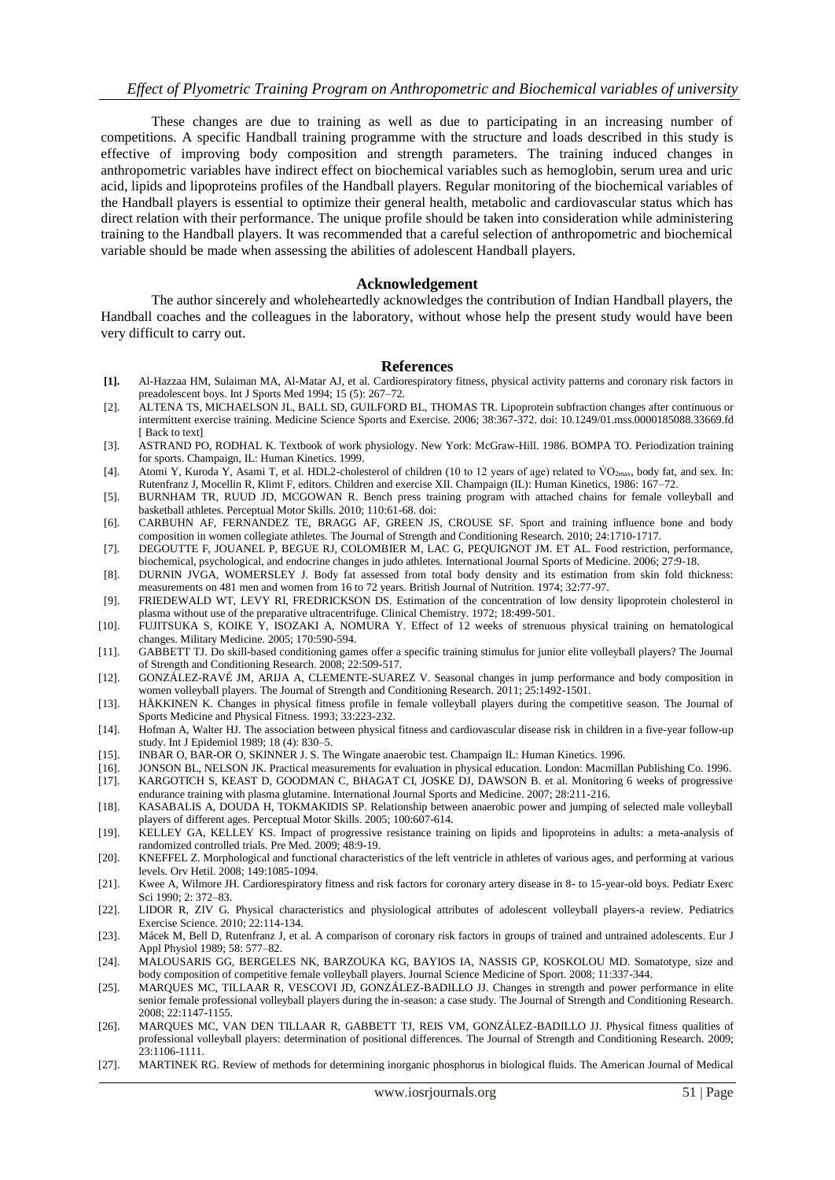These changes are due to training as well as due to participating in an increasing number of competitions. A specific Handball training programme with the structure and loads described in this study is effective of improving body composition and strength parameters. The training induced changes in anthropometric variables have indirect effect on biochemical variables such as hemoglobin, serum urea and uric acid, lipids and lipoproteins profiles of the Handball players. Regular monitoring of the biochemical variables of the Handball players is essential to optimize their general health, metabolic and cardiovascular status which has direct relation with their performance. The unique profile should be taken into consideration while administering training to the Handball players. It was recommended that a careful selection of anthropometric and biochemical variable should be made when assessing the abilities of adolescent Handball players.

## Acknowledgement

The author sincerely and wholeheartedly acknowledges the contribution of Indian Handball players, the Handball coaches and the colleagues in the laboratory, without whose help the present study would have been very difficult to carry out.

## References

- **[1].** Al-Hazzaa HM, Sulaiman MA, Al-Matar AJ, et al. Cardiorespiratory fitness, physical activity patterns and coronary risk factors in preadolescent boys. Int J Sports Med 1994; 15 (5): 267–72.
- [2]. ALTENA TS, MICHAELSON JL, BALL SD, GUILFORD BL, THOMAS TR. Lipoprotein subfraction changes after continuous or intermittent exercise training. Medicine Science Sports and Exercise. 2006; 38:367-372. doi: 10.1249/01.mss.0000185088.33669.fd [ Back to text]
- [3]. ASTRAND PO, RODHAL K. Textbook of work physiology. New York: McGraw-Hill. 1986. BOMPA TO. Periodization training for sports. Champaign, IL: Human Kinetics. 1999.
- [4]. Atomi Y, Kuroda Y, Asami T, et al. HDL2-cholesterol of children (10 to 12 years of age) related to $\dot{V}O_{2max}$, body fat, and sex. In: Rutenfranz J, Mocellin R, Klimt F, editors. Children and exercise XII. Champaign (IL): Human Kinetics, 1986: 167–72.
- [5]. BURNHAM TR, RUUD JD, MCGOWAN R. Bench press training program with attached chains for female volleyball and basketball athletes. Perceptual Motor Skills. 2010; 110:61-68. doi:
- [6]. CARBUHN AF, FERNANDEZ TE, BRAGG AF, GREEN JS, CROUSE SF. Sport and training influence bone and body composition in women collegiate athletes. The Journal of Strength and Conditioning Research. 2010; 24:1710-1717.
- [7]. DEGOUTTE F, JOUANEL P, BEGUE RJ, COLOMBIER M, LAC G, PEQUIGNOT JM. ET AL. Food restriction, performance, biochemical, psychological, and endocrine changes in judo athletes. International Journal Sports of Medicine. 2006; 27:9-18.
- [8]. DURNIN JVGA, WOMERSLEY J. Body fat assessed from total body density and its estimation from skin fold thickness: measurements on 481 men and women from 16 to 72 years. British Journal of Nutrition. 1974; 32:77-97.
- [9]. FRIEDEWALD WT, LEVY RI, FREDRICKSON DS. Estimation of the concentration of low density lipoprotein cholesterol in plasma without use of the preparative ultracentrifuge. Clinical Chemistry. 1972; 18:499-501.
- [10]. FUJITSUKA S, KOIKE Y, ISOZAKI A, NOMURA Y. Effect of 12 weeks of strenuous physical training on hematological changes. Military Medicine. 2005; 170:590-594.
- [11]. GABBETT TJ. Do skill-based conditioning games offer a specific training stimulus for junior elite volleyball players? The Journal of Strength and Conditioning Research. 2008; 22:509-517.
- [12]. GONZÁLEZ-RAVÉ JM, ARIJA A, CLEMENTE-SUAREZ V. Seasonal changes in jump performance and body composition in women volleyball players. The Journal of Strength and Conditioning Research. 2011; 25:1492-1501.
- [13]. HÄKKINEN K. Changes in physical fitness profile in female volleyball players during the competitive season. The Journal of Sports Medicine and Physical Fitness. 1993; 33:223-232.
- [14]. Hofman A, Walter HJ. The association between physical fitness and cardiovascular disease risk in children in a five-year follow-up study. Int J Epidemiol 1989; 18 (4): 830–5.
- [15]. INBAR O, BAR-OR O, SKINNER J. S. The Wingate anaerobic test. Champaign IL: Human Kinetics. 1996.
- [16]. JONSON BL, NELSON JK. Practical measurements for evaluation in physical education. London: Macmillan Publishing Co. 1996.
- [17]. KARGOTICH S, KEAST D, GOODMAN C, BHAGAT CI, JOSKE DJ, DAWSON B. et al. Monitoring 6 weeks of progressive endurance training with plasma glutamine. International Journal Sports and Medicine. 2007; 28:211-216.
- [18]. KASABALIS A, DOUDA H, TOKMAKIDIS SP. Relationship between anaerobic power and jumping of selected male volleyball players of different ages. Perceptual Motor Skills. 2005; 100:607-614.
- [19]. KELLEY GA, KELLEY KS. Impact of progressive resistance training on lipids and lipoproteins in adults: a meta-analysis of randomized controlled trials. Pre Med. 2009; 48:9-19.
- [20]. KNEFFEL Z. Morphological and functional characteristics of the left ventricle in athletes of various ages, and performing at various levels. Orv Hetil. 2008; 149:1085-1094.
- [21]. Kwee A, Wilmore JH. Cardiorespiratory fitness and risk factors for coronary artery disease in 8- to 15-year-old boys. Pediatr Exerc Sci 1990; 2: 372–83.
- [22]. LIDOR R, ZIV G. Physical characteristics and physiological attributes of adolescent volleyball players-a review. Pediatrics Exercise Science. 2010; 22:114-134.
- [23]. Mácek M, Bell D, Rutenfranz J, et al. A comparison of coronary risk factors in groups of trained and untrained adolescents. Eur J Appl Physiol 1989; 58: 577–82.
- [24]. MALOUSARIS GG, BERGELES NK, BARZOUKA KG, BAYIOS IA, NASSIS GP, KOSKOLOU MD. Somatotype, size and body composition of competitive female volleyball players. Journal Science Medicine of Sport. 2008; 11:337-344.
- [25]. MARQUES MC, TILLAAR R, VESCOVI JD, GONZÁLEZ-BADILLO JJ. Changes in strength and power performance in elite senior female professional volleyball players during the in-season: a case study. The Journal of Strength and Conditioning Research. 2008; 22:1147-1155.
- [26]. MARQUES MC, VAN DEN TILLAAR R, GABBETT TJ, REIS VM, GONZÁLEZ-BADILLO JJ. Physical fitness qualities of professional volleyball players: determination of positional differences. The Journal of Strength and Conditioning Research. 2009; 23:1106-1111.
- [27]. MARTINEK RG. Review of methods for determining inorganic phosphorus in biological fluids. The American Journal of Medical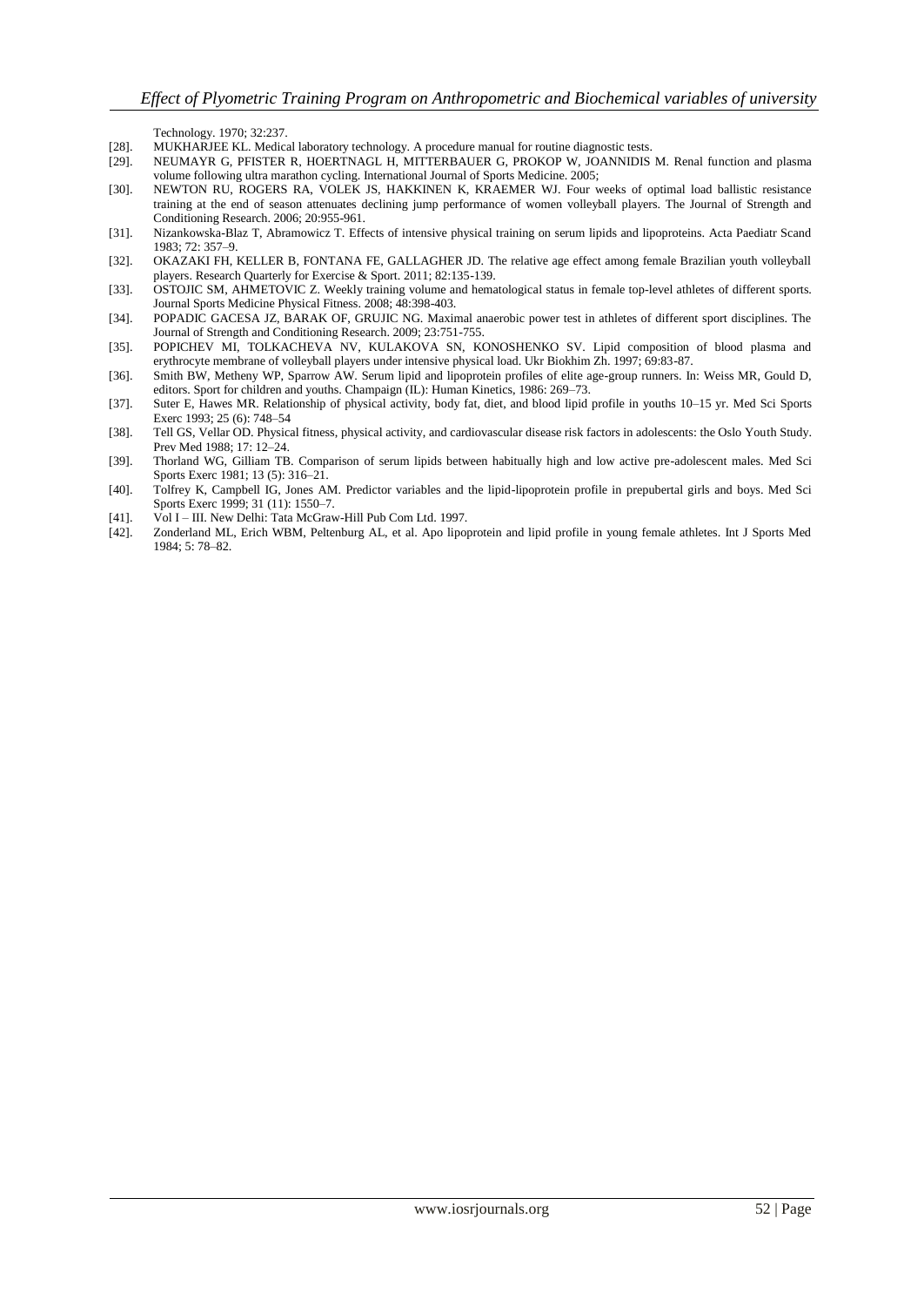Technology. 1970; 32:237.

[28]. MUKHARJEE KL. Medical laboratory technology. A procedure manual for routine diagnostic tests.

[29]. NEUMAYR G, PFISTER R, HOERTNAGL H, MITTERBAUER G, PROKOP W, JOANNIDIS M. Renal function and plasma volume following ultra marathon cycling. International Journal of Sports Medicine. 2005;

[30]. NEWTON RU, ROGERS RA, VOLEK JS, HAKKINEN K, KRAEMER WJ. Four weeks of optimal load ballistic resistance training at the end of season attenuates declining jump performance of women volleyball players. The Journal of Strength and Conditioning Research. 2006; 20:955-961.

[31]. Nizankowska-Blaz T, Abramowicz T. Effects of intensive physical training on serum lipids and lipoproteins. Acta Paediatr Scand 1983; 72: 357–9.

[32]. OKAZAKI FH, KELLER B, FONTANA FE, GALLAGHER JD. The relative age effect among female Brazilian youth volleyball players. Research Quarterly for Exercise & Sport. 2011; 82:135-139.

[33]. OSTOJIC SM, AHMETOVIC Z. Weekly training volume and hematological status in female top-level athletes of different sports. Journal Sports Medicine Physical Fitness. 2008; 48:398-403.

[34]. POPADIC GACESA JZ, BARAK OF, GRUJIC NG. Maximal anaerobic power test in athletes of different sport disciplines. The Journal of Strength and Conditioning Research. 2009; 23:751-755.

[35]. POPICHEV MI, TOLKACHEVA NV, KULAKOVA SN, KONOSHENKO SV. Lipid composition of blood plasma and erythrocyte membrane of volleyball players under intensive physical load. Ukr Biokhim Zh. 1997; 69:83-87.

[36]. Smith BW, Metheny WP, Sparrow AW. Serum lipid and lipoprotein profiles of elite age-group runners. In: Weiss MR, Gould D, editors. Sport for children and youths. Champaign (IL): Human Kinetics, 1986: 269–73.

[37]. Suter E, Hawes MR. Relationship of physical activity, body fat, diet, and blood lipid profile in youths 10–15 yr. Med Sci Sports Exerc 1993; 25 (6): 748–54

[38]. Tell GS, Vellar OD. Physical fitness, physical activity, and cardiovascular disease risk factors in adolescents: the Oslo Youth Study. Prev Med 1988; 17: 12–24.

[39]. Thorland WG, Gilliam TB. Comparison of serum lipids between habitually high and low active pre-adolescent males. Med Sci Sports Exerc 1981; 13 (5): 316–21.

[40]. Tolfrey K, Campbell IG, Jones AM. Predictor variables and the lipid-lipoprotein profile in prepubertal girls and boys. Med Sci Sports Exerc 1999; 31 (11): 1550–7.

[41]. Vol I – III. New Delhi: Tata McGraw-Hill Pub Com Ltd. 1997.

[42]. Zonderland ML, Erich WBM, Peltenburg AL, et al. Apo lipoprotein and lipid profile in young female athletes. Int J Sports Med 1984; 5: 78–82.